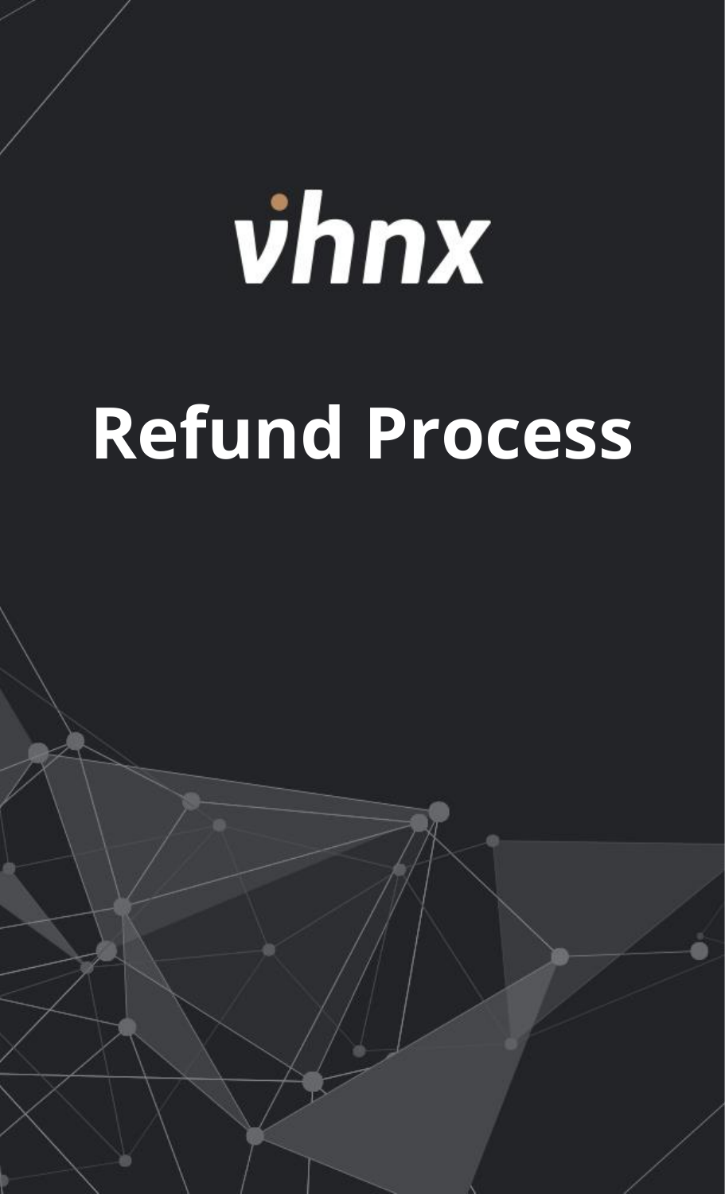vhnx

# Refund Process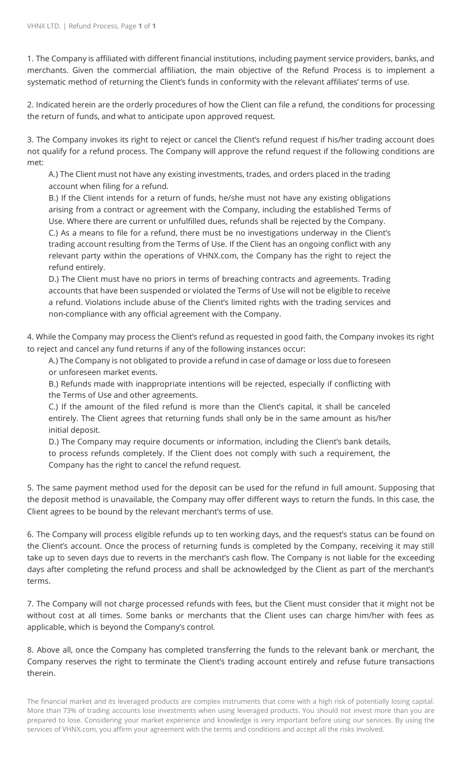1. The Company is affiliated with different financial institutions, including payment service providers, banks, and merchants. Given the commercial affiliation, the main objective of the Refund Process is to implement a systematic method of returning the Client's funds in conformity with the relevant affiliates' terms of use.

2. Indicated herein are the orderly procedures of how the Client can file a refund, the conditions for processing the return of funds, and what to anticipate upon approved request.

3. The Company invokes its right to reject or cancel the Client's refund request if his/her trading account does not qualify for a refund process. The Company will approve the refund request if the following conditions are met:

   A.) The Client must not have any existing investments, trades, and orders placed in the trading account when filing for a refund.

   B.) If the Client intends for a return of funds, he/she must not have any existing obligations arising from a contract or agreement with the Company, including the established Terms of Use. Where there are current or unfulfilled dues, refunds shall be rejected by the Company.

   C.) As a means to file for a refund, there must be no investigations underway in the Client's trading account resulting from the Terms of Use. If the Client has an ongoing conflict with any relevant party within the operations of VHNX.com, the Company has the right to reject the refund entirely.

   D.) The Client must have no priors in terms of breaching contracts and agreements. Trading accounts that have been suspended or violated the Terms of Use will not be eligible to receive a refund. Violations include abuse of the Client's limited rights with the trading services and non-compliance with any official agreement with the Company.

4. While the Company may process the Client's refund as requested in good faith, the Company invokes its right to reject and cancel any fund returns if any of the following instances occur:

   A.) The Company is not obligated to provide a refund in case of damage or loss due to foreseen or unforeseen market events.

   B.) Refunds made with inappropriate intentions will be rejected, especially if conflicting with the Terms of Use and other agreements.

   C.) If the amount of the filed refund is more than the Client's capital, it shall be canceled entirely. The Client agrees that returning funds shall only be in the same amount as his/her initial deposit.

   D.) The Company may require documents or information, including the Client's bank details, to process refunds completely. If the Client does not comply with such a requirement, the Company has the right to cancel the refund request.

5. The same payment method used for the deposit can be used for the refund in full amount. Supposing that the deposit method is unavailable, the Company may offer different ways to return the funds. In this case, the Client agrees to be bound by the relevant merchant's terms of use.

6. The Company will process eligible refunds up to ten working days, and the request's status can be found on the Client's account. Once the process of returning funds is completed by the Company, receiving it may still take up to seven days due to reverts in the merchant's cash flow. The Company is not liable for the exceeding days after completing the refund process and shall be acknowledged by the Client as part of the merchant's terms.

7. The Company will not charge processed refunds with fees, but the Client must consider that it might not be without cost at all times. Some banks or merchants that the Client uses can charge him/her with fees as applicable, which is beyond the Company's control.

8. Above all, once the Company has completed transferring the funds to the relevant bank or merchant, the Company reserves the right to terminate the Client's trading account entirely and refuse future transactions therein.

The financial market and its leveraged products are complex instruments that come with a high risk of potentially losing capital. More than 73% of trading accounts lose investments when using leveraged products. You should not invest more than you are prepared to lose. Considering your market experience and knowledge is very important before using our services. By using the services of VHNX.com, you affirm your agreement with the terms and conditions and accept all the risks involved.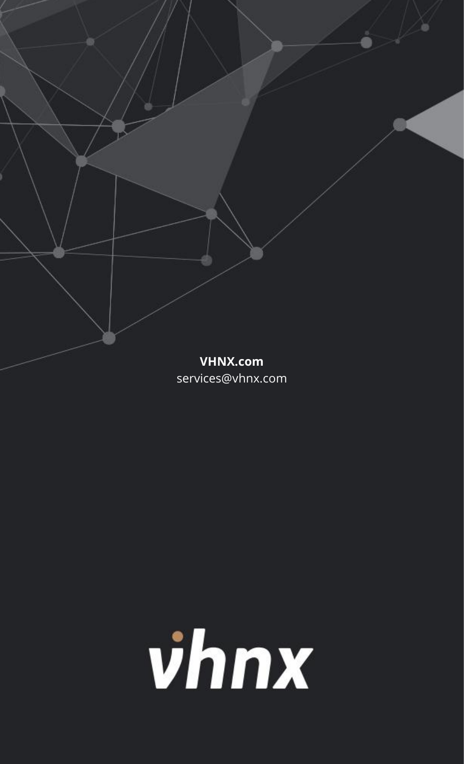**VHNX.com**
services@vhnx.com

vhnx